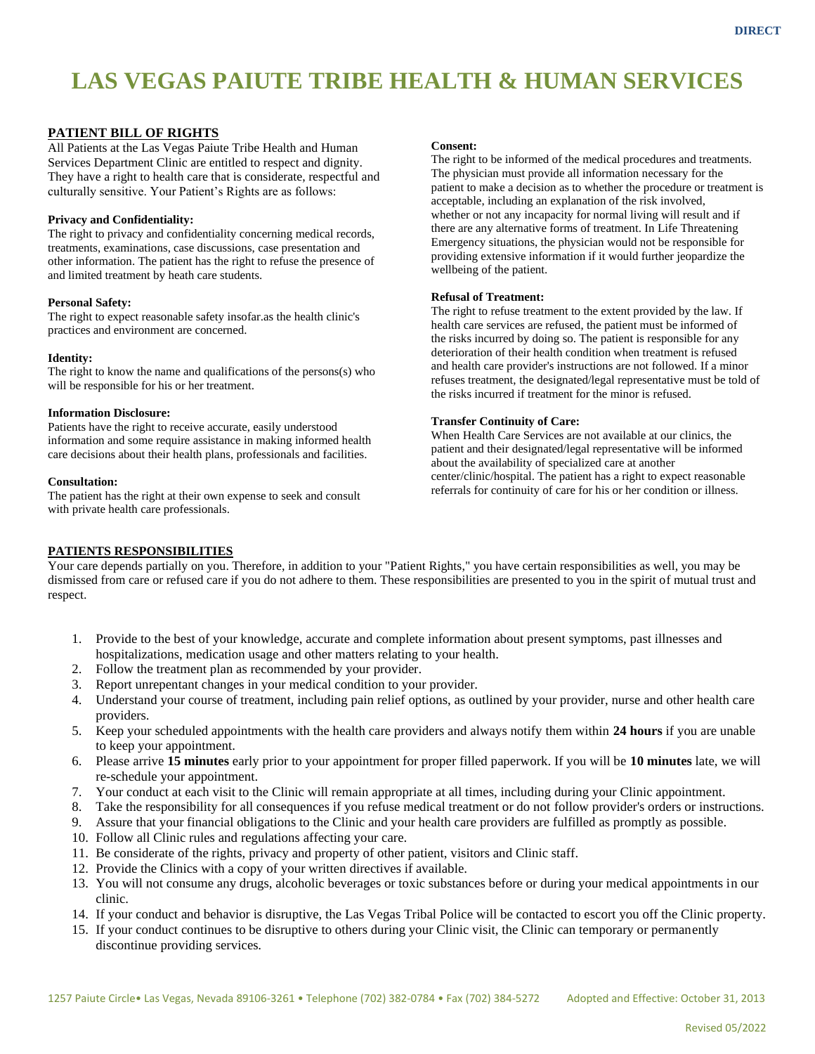DIRECT

# LAS VEGAS PAIUTE TRIBE HEALTH & HUMAN SERVICES

## PATIENT BILL OF RIGHTS

All Patients at the Las Vegas Paiute Tribe Health and Human Services Department Clinic are entitled to respect and dignity. They have a right to health care that is considerate, respectful and culturally sensitive. Your Patient's Rights are as follows:

**Privacy and Confidentiality:**
The right to privacy and confidentiality concerning medical records, treatments, examinations, case discussions, case presentation and other information. The patient has the right to refuse the presence of and limited treatment by heath care students.

**Personal Safety:**
The right to expect reasonable safety insofar.as the health clinic's practices and environment are concerned.

**Identity:**
The right to know the name and qualifications of the persons(s) who will be responsible for his or her treatment.

**Information Disclosure:**
Patients have the right to receive accurate, easily understood information and some require assistance in making informed health care decisions about their health plans, professionals and facilities.

**Consultation:**
The patient has the right at their own expense to seek and consult with private health care professionals.

**Consent:**
The right to be informed of the medical procedures and treatments. The physician must provide all information necessary for the patient to make a decision as to whether the procedure or treatment is acceptable, including an explanation of the risk involved, whether or not any incapacity for normal living will result and if there are any alternative forms of treatment. In Life Threatening Emergency situations, the physician would not be responsible for providing extensive information if it would further jeopardize the wellbeing of the patient.

**Refusal of Treatment:**
The right to refuse treatment to the extent provided by the law. If health care services are refused, the patient must be informed of the risks incurred by doing so. The patient is responsible for any deterioration of their health condition when treatment is refused and health care provider's instructions are not followed. If a minor refuses treatment, the designated/legal representative must be told of the risks incurred if treatment for the minor is refused.

**Transfer Continuity of Care:**
When Health Care Services are not available at our clinics, the patient and their designated/legal representative will be informed about the availability of specialized care at another center/clinic/hospital. The patient has a right to expect reasonable referrals for continuity of care for his or her condition or illness.

## PATIENTS RESPONSIBILITIES

Your care depends partially on you. Therefore, in addition to your "Patient Rights," you have certain responsibilities as well, you may be dismissed from care or refused care if you do not adhere to them. These responsibilities are presented to you in the spirit of mutual trust and respect.

1. Provide to the best of your knowledge, accurate and complete information about present symptoms, past illnesses and hospitalizations, medication usage and other matters relating to your health.
2. Follow the treatment plan as recommended by your provider.
3. Report unrepentant changes in your medical condition to your provider.
4. Understand your course of treatment, including pain relief options, as outlined by your provider, nurse and other health care providers.
5. Keep your scheduled appointments with the health care providers and always notify them within **24 hours** if you are unable to keep your appointment.
6. Please arrive **15 minutes** early prior to your appointment for proper filled paperwork. If you will be **10 minutes** late, we will re-schedule your appointment.
7. Your conduct at each visit to the Clinic will remain appropriate at all times, including during your Clinic appointment.
8. Take the responsibility for all consequences if you refuse medical treatment or do not follow provider's orders or instructions.
9. Assure that your financial obligations to the Clinic and your health care providers are fulfilled as promptly as possible.
10. Follow all Clinic rules and regulations affecting your care.
11. Be considerate of the rights, privacy and property of other patient, visitors and Clinic staff.
12. Provide the Clinics with a copy of your written directives if available.
13. You will not consume any drugs, alcoholic beverages or toxic substances before or during your medical appointments in our clinic.
14. If your conduct and behavior is disruptive, the Las Vegas Tribal Police will be contacted to escort you off the Clinic property.
15. If your conduct continues to be disruptive to others during your Clinic visit, the Clinic can temporary or permanently discontinue providing services.

1257 Paiute Circle• Las Vegas, Nevada 89106-3261 • Telephone (702) 382-0784 • Fax (702) 384-5272 Adopted and Effective: October 31, 2013

Revised 05/2022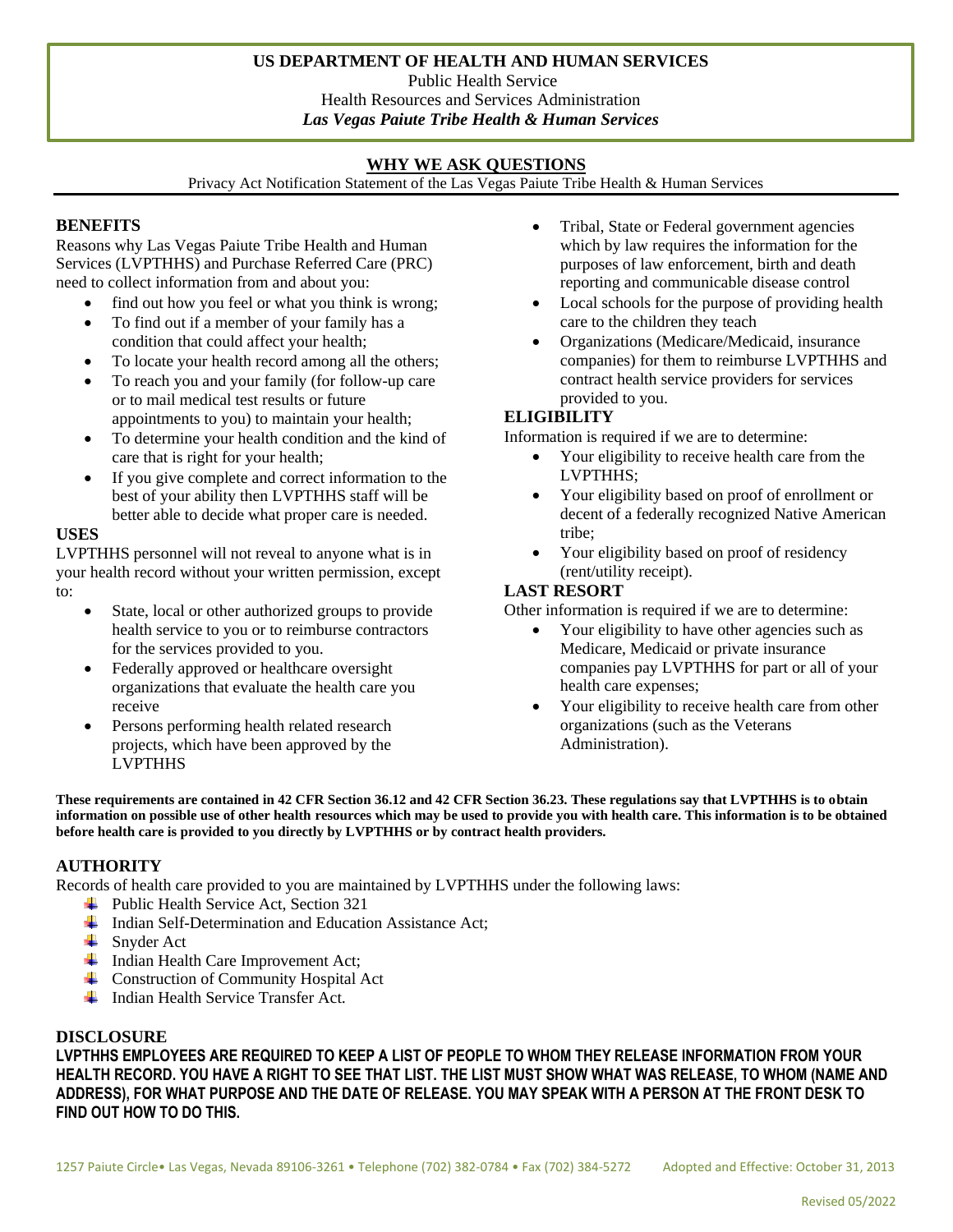**US DEPARTMENT OF HEALTH AND HUMAN SERVICES**
Public Health Service
Health Resources and Services Administration
***Las Vegas Paiute Tribe Health & Human Services***

## WHY WE ASK QUESTIONS

Privacy Act Notification Statement of the Las Vegas Paiute Tribe Health & Human Services

### BENEFITS

Reasons why Las Vegas Paiute Tribe Health and Human Services (LVPTHHS) and Purchase Referred Care (PRC) need to collect information from and about you:

- find out how you feel or what you think is wrong;
- To find out if a member of your family has a condition that could affect your health;
- To locate your health record among all the others;
- To reach you and your family (for follow-up care or to mail medical test results or future appointments to you) to maintain your health;
- To determine your health condition and the kind of care that is right for your health;
- If you give complete and correct information to the best of your ability then LVPTHHS staff will be better able to decide what proper care is needed.

### USES

LVPTHHS personnel will not reveal to anyone what is in your health record without your written permission, except to:

- State, local or other authorized groups to provide health service to you or to reimburse contractors for the services provided to you.
- Federally approved or healthcare oversight organizations that evaluate the health care you receive
- Persons performing health related research projects, which have been approved by the LVPTHHS
- Tribal, State or Federal government agencies which by law requires the information for the purposes of law enforcement, birth and death reporting and communicable disease control
- Local schools for the purpose of providing health care to the children they teach
- Organizations (Medicare/Medicaid, insurance companies) for them to reimburse LVPTHHS and contract health service providers for services provided to you.

### ELIGIBILITY

Information is required if we are to determine:

- Your eligibility to receive health care from the LVPTHHS;
- Your eligibility based on proof of enrollment or decent of a federally recognized Native American tribe;
- Your eligibility based on proof of residency (rent/utility receipt).

### LAST RESORT

Other information is required if we are to determine:

- Your eligibility to have other agencies such as Medicare, Medicaid or private insurance companies pay LVPTHHS for part or all of your health care expenses;
- Your eligibility to receive health care from other organizations (such as the Veterans Administration).

**These requirements are contained in 42 CFR Section 36.12 and 42 CFR Section 36.23. These regulations say that LVPTHHS is to obtain information on possible use of other health resources which may be used to provide you with health care. This information is to be obtained before health care is provided to you directly by LVPTHHS or by contract health providers.**

### AUTHORITY

Records of health care provided to you are maintained by LVPTHHS under the following laws:

- Public Health Service Act, Section 321
- Indian Self-Determination and Education Assistance Act;
- Snyder Act
- Indian Health Care Improvement Act;
- Construction of Community Hospital Act
- Indian Health Service Transfer Act.

### DISCLOSURE

**LVPTHHS EMPLOYEES ARE REQUIRED TO KEEP A LIST OF PEOPLE TO WHOM THEY RELEASE INFORMATION FROM YOUR HEALTH RECORD. YOU HAVE A RIGHT TO SEE THAT LIST. THE LIST MUST SHOW WHAT WAS RELEASE, TO WHOM (NAME AND ADDRESS), FOR WHAT PURPOSE AND THE DATE OF RELEASE. YOU MAY SPEAK WITH A PERSON AT THE FRONT DESK TO FIND OUT HOW TO DO THIS.**

1257 Paiute Circle• Las Vegas, Nevada 89106-3261 • Telephone (702) 382-0784 • Fax (702) 384-5272 Adopted and Effective: October 31, 2013

Revised 05/2022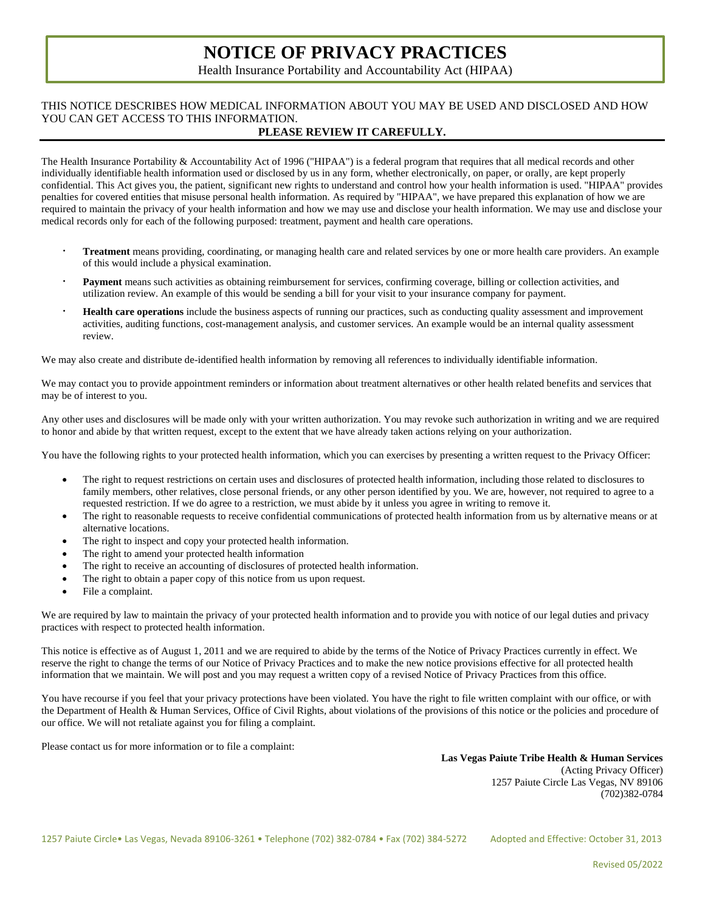# NOTICE OF PRIVACY PRACTICES

Health Insurance Portability and Accountability Act (HIPAA)

THIS NOTICE DESCRIBES HOW MEDICAL INFORMATION ABOUT YOU MAY BE USED AND DISCLOSED AND HOW YOU CAN GET ACCESS TO THIS INFORMATION.

**PLEASE REVIEW IT CAREFULLY.**

The Health Insurance Portability & Accountability Act of 1996 ("HIPAA") is a federal program that requires that all medical records and other individually identifiable health information used or disclosed by us in any form, whether electronically, on paper, or orally, are kept properly confidential. This Act gives you, the patient, significant new rights to understand and control how your health information is used. "HIPAA" provides penalties for covered entities that misuse personal health information. As required by "HIPAA", we have prepared this explanation of how we are required to maintain the privacy of your health information and how we may use and disclose your health information. We may use and disclose your medical records only for each of the following purposed: treatment, payment and health care operations.

- **Treatment** means providing, coordinating, or managing health care and related services by one or more health care providers. An example of this would include a physical examination.
- **Payment** means such activities as obtaining reimbursement for services, confirming coverage, billing or collection activities, and utilization review. An example of this would be sending a bill for your visit to your insurance company for payment.
- **Health care operations** include the business aspects of running our practices, such as conducting quality assessment and improvement activities, auditing functions, cost-management analysis, and customer services. An example would be an internal quality assessment review.

We may also create and distribute de-identified health information by removing all references to individually identifiable information.

We may contact you to provide appointment reminders or information about treatment alternatives or other health related benefits and services that may be of interest to you.

Any other uses and disclosures will be made only with your written authorization. You may revoke such authorization in writing and we are required to honor and abide by that written request, except to the extent that we have already taken actions relying on your authorization.

You have the following rights to your protected health information, which you can exercises by presenting a written request to the Privacy Officer:

- The right to request restrictions on certain uses and disclosures of protected health information, including those related to disclosures to family members, other relatives, close personal friends, or any other person identified by you. We are, however, not required to agree to a requested restriction. If we do agree to a restriction, we must abide by it unless you agree in writing to remove it.
- The right to reasonable requests to receive confidential communications of protected health information from us by alternative means or at alternative locations.
- The right to inspect and copy your protected health information.
- The right to amend your protected health information
- The right to receive an accounting of disclosures of protected health information.
- The right to obtain a paper copy of this notice from us upon request.
- File a complaint.

We are required by law to maintain the privacy of your protected health information and to provide you with notice of our legal duties and privacy practices with respect to protected health information.

This notice is effective as of August 1, 2011 and we are required to abide by the terms of the Notice of Privacy Practices currently in effect. We reserve the right to change the terms of our Notice of Privacy Practices and to make the new notice provisions effective for all protected health information that we maintain. We will post and you may request a written copy of a revised Notice of Privacy Practices from this office.

You have recourse if you feel that your privacy protections have been violated. You have the right to file written complaint with our office, or with the Department of Health & Human Services, Office of Civil Rights, about violations of the provisions of this notice or the policies and procedure of our office. We will not retaliate against you for filing a complaint.

Please contact us for more information or to file a complaint:

**Las Vegas Paiute Tribe Health & Human Services**
(Acting Privacy Officer)
1257 Paiute Circle Las Vegas, NV 89106
(702)382-0784

1257 Paiute Circle• Las Vegas, Nevada 89106-3261 • Telephone (702) 382-0784 • Fax (702) 384-5272 Adopted and Effective: October 31, 2013

Revised 05/2022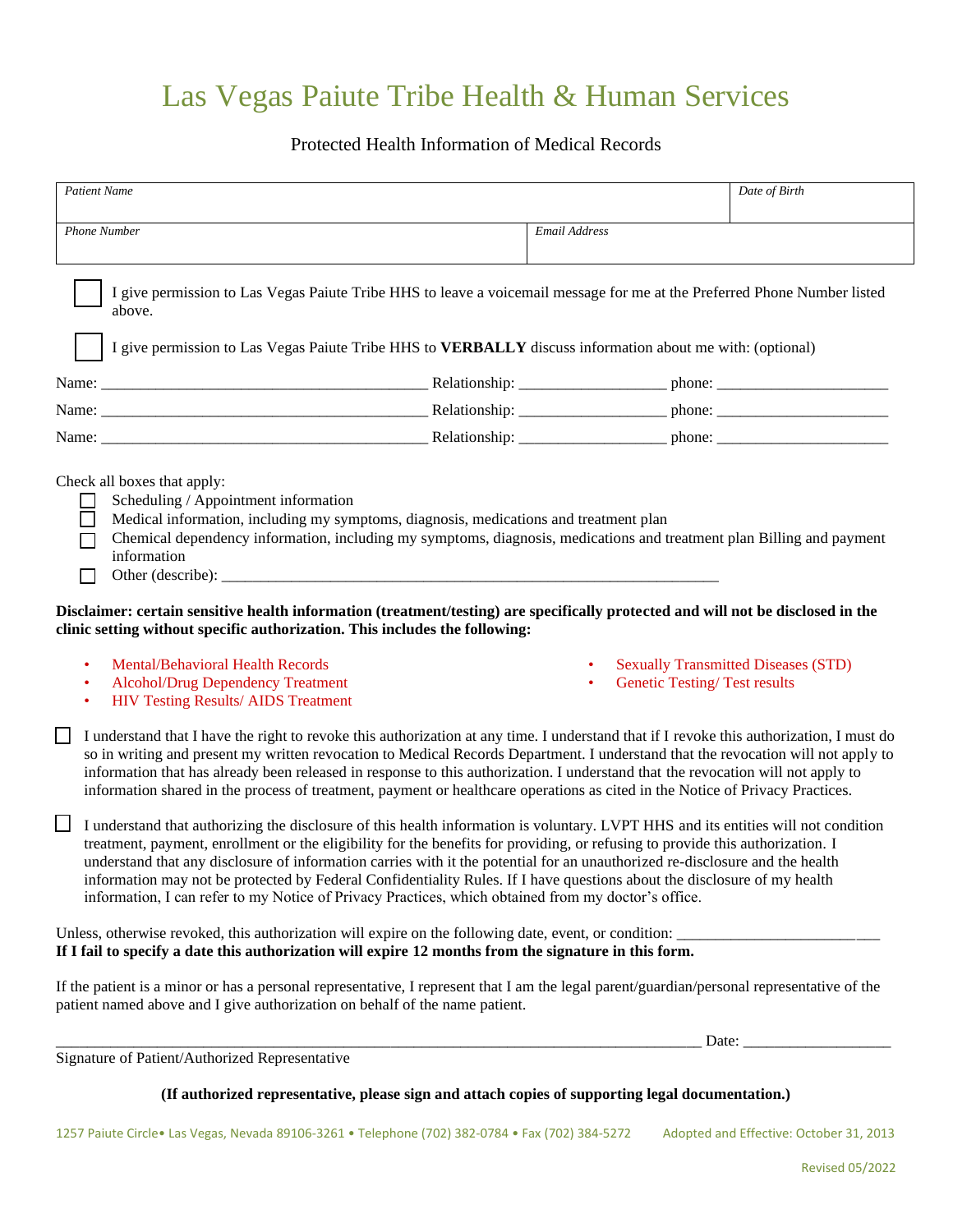# Las Vegas Paiute Tribe Health & Human Services

Protected Health Information of Medical Records

| *Patient Name* | | *Date of Birth* |
|---|---|---|
| *Phone Number* | *Email Address* | |

☐ I give permission to Las Vegas Paiute Tribe HHS to leave a voicemail message for me at the Preferred Phone Number listed above.

☐ I give permission to Las Vegas Paiute Tribe HHS to **VERBALLY** discuss information about me with: (optional)

Name: __________________________________________ Relationship: ___________________ phone: ______________________

Name: __________________________________________ Relationship: ___________________ phone: ______________________

Name: __________________________________________ Relationship: ___________________ phone: ______________________

Check all boxes that apply:

- ☐ Scheduling / Appointment information
- ☐ Medical information, including my symptoms, diagnosis, medications and treatment plan
- ☐ Chemical dependency information, including my symptoms, diagnosis, medications and treatment plan Billing and payment information
- ☐ Other (describe): ________________________________________________________________

**Disclaimer: certain sensitive health information (treatment/testing) are specifically protected and will not be disclosed in the clinic setting without specific authorization. This includes the following:**

- Mental/Behavioral Health Records
- Alcohol/Drug Dependency Treatment
- HIV Testing Results/ AIDS Treatment
- Sexually Transmitted Diseases (STD)
- Genetic Testing/ Test results

☐ I understand that I have the right to revoke this authorization at any time. I understand that if I revoke this authorization, I must do so in writing and present my written revocation to Medical Records Department. I understand that the revocation will not apply to information that has already been released in response to this authorization. I understand that the revocation will not apply to information shared in the process of treatment, payment or healthcare operations as cited in the Notice of Privacy Practices.

☐ I understand that authorizing the disclosure of this health information is voluntary. LVPT HHS and its entities will not condition treatment, payment, enrollment or the eligibility for the benefits for providing, or refusing to provide this authorization. I understand that any disclosure of information carries with it the potential for an unauthorized re-disclosure and the health information may not be protected by Federal Confidentiality Rules. If I have questions about the disclosure of my health information, I can refer to my Notice of Privacy Practices, which obtained from my doctor's office.

Unless, otherwise revoked, this authorization will expire on the following date, event, or condition: _________________________
**If I fail to specify a date this authorization will expire 12 months from the signature in this form.**

If the patient is a minor or has a personal representative, I represent that I am the legal parent/guardian/personal representative of the patient named above and I give authorization on behalf of the name patient.

__________________________________________________________________________________ Date: ___________________
Signature of Patient/Authorized Representative

**(If authorized representative, please sign and attach copies of supporting legal documentation.)**

1257 Paiute Circle• Las Vegas, Nevada 89106-3261 • Telephone (702) 382-0784 • Fax (702) 384-5272 Adopted and Effective: October 31, 2013

Revised 05/2022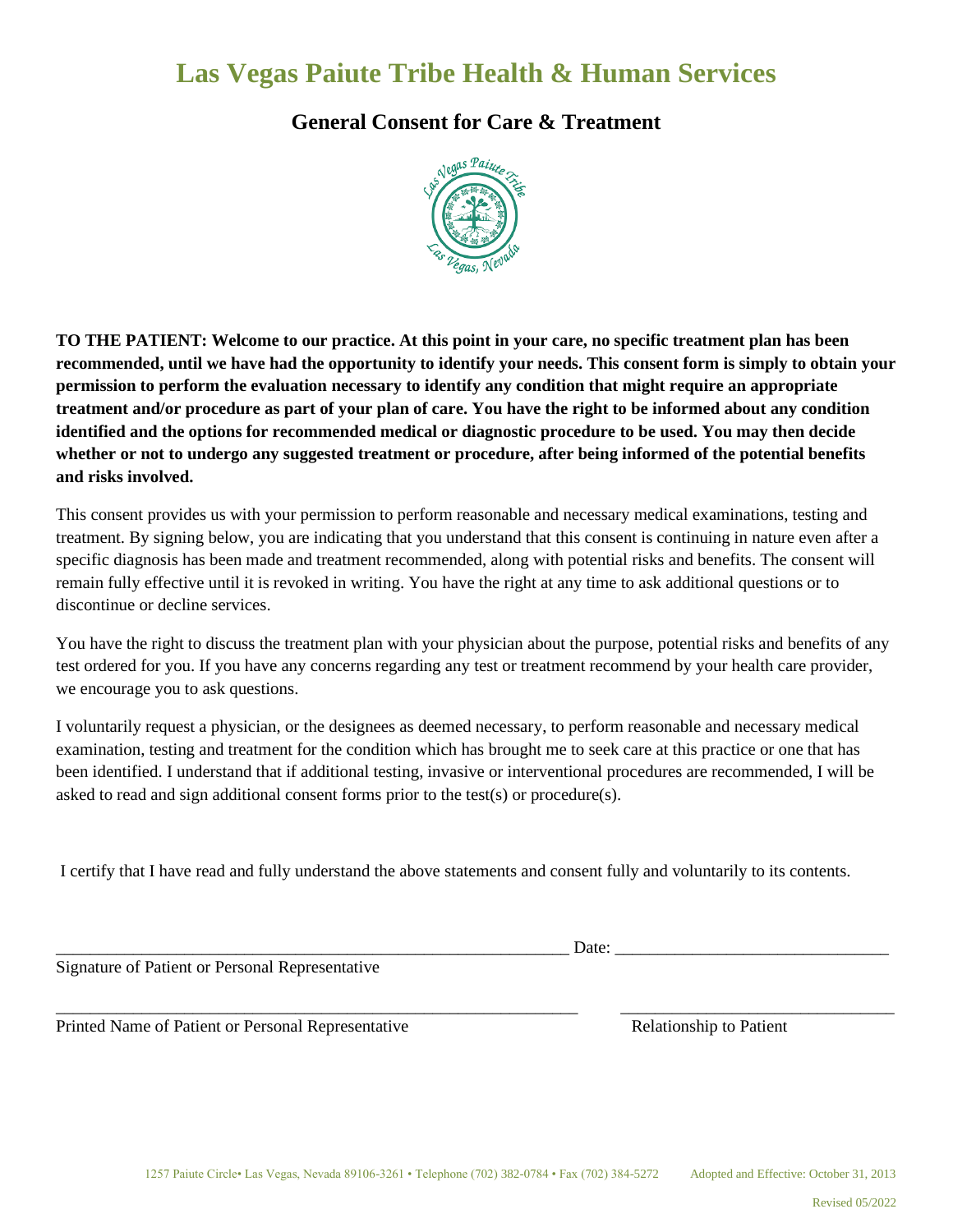# Las Vegas Paiute Tribe Health & Human Services

## General Consent for Care & Treatment

**TO THE PATIENT: Welcome to our practice. At this point in your care, no specific treatment plan has been recommended, until we have had the opportunity to identify your needs. This consent form is simply to obtain your permission to perform the evaluation necessary to identify any condition that might require an appropriate treatment and/or procedure as part of your plan of care. You have the right to be informed about any condition identified and the options for recommended medical or diagnostic procedure to be used. You may then decide whether or not to undergo any suggested treatment or procedure, after being informed of the potential benefits and risks involved.**

This consent provides us with your permission to perform reasonable and necessary medical examinations, testing and treatment. By signing below, you are indicating that you understand that this consent is continuing in nature even after a specific diagnosis has been made and treatment recommended, along with potential risks and benefits. The consent will remain fully effective until it is revoked in writing. You have the right at any time to ask additional questions or to discontinue or decline services.

You have the right to discuss the treatment plan with your physician about the purpose, potential risks and benefits of any test ordered for you. If you have any concerns regarding any test or treatment recommend by your health care provider, we encourage you to ask questions.

I voluntarily request a physician, or the designees as deemed necessary, to perform reasonable and necessary medical examination, testing and treatment for the condition which has brought me to seek care at this practice or one that has been identified. I understand that if additional testing, invasive or interventional procedures are recommended, I will be asked to read and sign additional consent forms prior to the test(s) or procedure(s).

I certify that I have read and fully understand the above statements and consent fully and voluntarily to its contents.

_______________________________________________ Date: ___________________________

Signature of Patient or Personal Representative

_______________________________________________ ___________________________

Printed Name of Patient or Personal Representative Relationship to Patient

1257 Paiute Circle• Las Vegas, Nevada 89106-3261 • Telephone (702) 382-0784 • Fax (702) 384-5272 Adopted and Effective: October 31, 2013

Revised 05/2022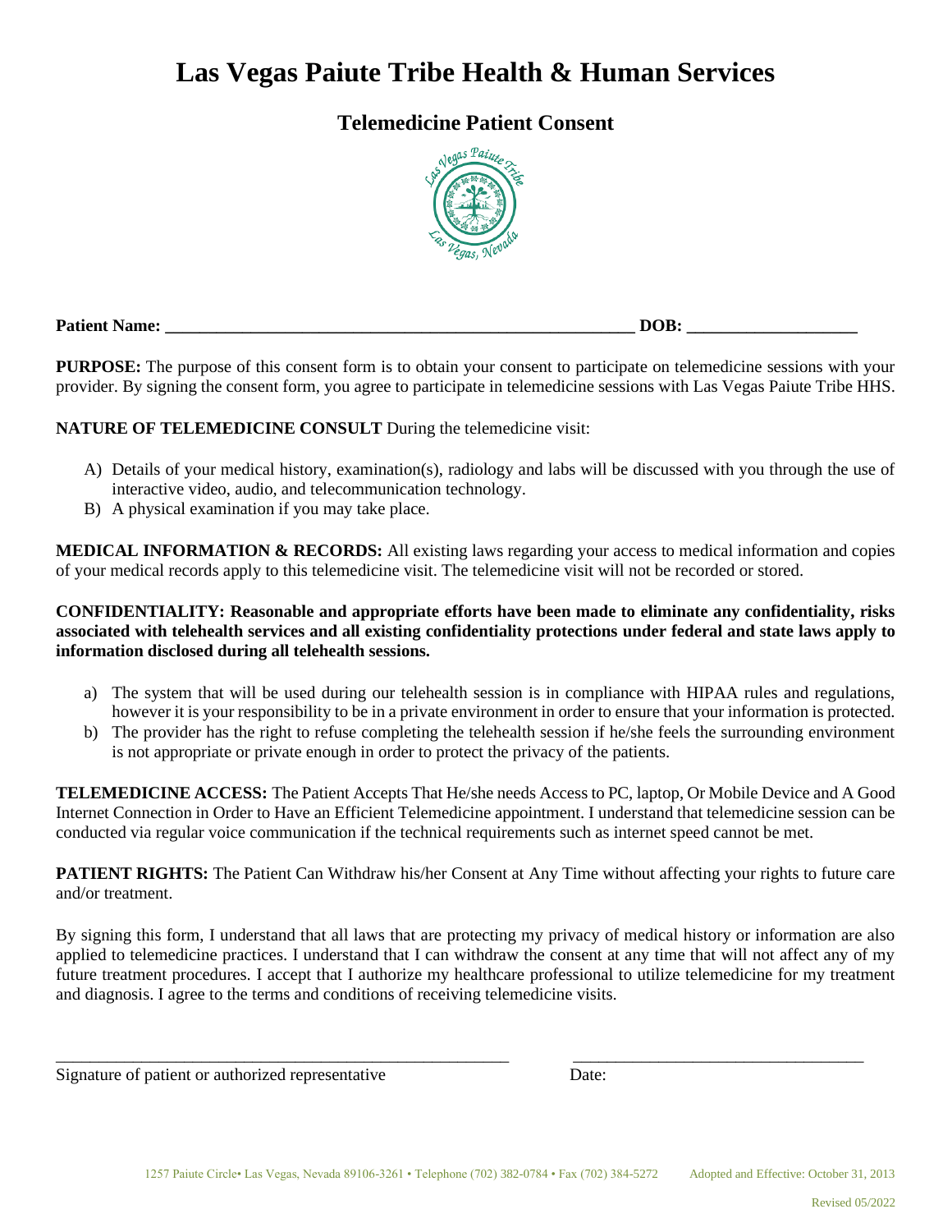# Las Vegas Paiute Tribe Health & Human Services

## Telemedicine Patient Consent

**Patient Name: _______________________________________________________ DOB: ___________________**

**PURPOSE:** The purpose of this consent form is to obtain your consent to participate on telemedicine sessions with your provider. By signing the consent form, you agree to participate in telemedicine sessions with Las Vegas Paiute Tribe HHS.

**NATURE OF TELEMEDICINE CONSULT** During the telemedicine visit:

A) Details of your medical history, examination(s), radiology and labs will be discussed with you through the use of interactive video, audio, and telecommunication technology.
B) A physical examination if you may take place.

**MEDICAL INFORMATION & RECORDS:** All existing laws regarding your access to medical information and copies of your medical records apply to this telemedicine visit. The telemedicine visit will not be recorded or stored.

**CONFIDENTIALITY: Reasonable and appropriate efforts have been made to eliminate any confidentiality, risks associated with telehealth services and all existing confidentiality protections under federal and state laws apply to information disclosed during all telehealth sessions.**

a) The system that will be used during our telehealth session is in compliance with HIPAA rules and regulations, however it is your responsibility to be in a private environment in order to ensure that your information is protected.
b) The provider has the right to refuse completing the telehealth session if he/she feels the surrounding environment is not appropriate or private enough in order to protect the privacy of the patients.

**TELEMEDICINE ACCESS:** The Patient Accepts That He/she needs Access to PC, laptop, Or Mobile Device and A Good Internet Connection in Order to Have an Efficient Telemedicine appointment. I understand that telemedicine session can be conducted via regular voice communication if the technical requirements such as internet speed cannot be met.

**PATIENT RIGHTS:** The Patient Can Withdraw his/her Consent at Any Time without affecting your rights to future care and/or treatment.

By signing this form, I understand that all laws that are protecting my privacy of medical history or information are also applied to telemedicine practices. I understand that I can withdraw the consent at any time that will not affect any of my future treatment procedures. I accept that I authorize my healthcare professional to utilize telemedicine for my treatment and diagnosis. I agree to the terms and conditions of receiving telemedicine visits.

_______________________________________________________ ___________________________________

Signature of patient or authorized representative Date:

1257 Paiute Circle• Las Vegas, Nevada 89106-3261 • Telephone (702) 382-0784 • Fax (702) 384-5272 Adopted and Effective: October 31, 2013

Revised 05/2022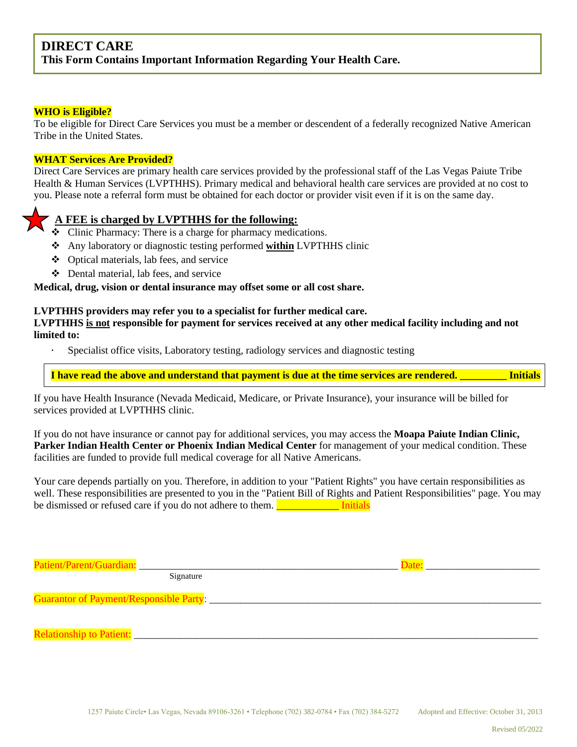# DIRECT CARE

**This Form Contains Important Information Regarding Your Health Care.**

**WHO is Eligible?**

To be eligible for Direct Care Services you must be a member or descendent of a federally recognized Native American Tribe in the United States.

**WHAT Services Are Provided?**

Direct Care Services are primary health care services provided by the professional staff of the Las Vegas Paiute Tribe Health & Human Services (LVPTHHS). Primary medical and behavioral health care services are provided at no cost to you. Please note a referral form must be obtained for each doctor or provider visit even if it is on the same day.

**A FEE is charged by LVPTHHS for the following:**

- Clinic Pharmacy: There is a charge for pharmacy medications.
- Any laboratory or diagnostic testing performed **within** LVPTHHS clinic
- Optical materials, lab fees, and service
- Dental material, lab fees, and service

**Medical, drug, vision or dental insurance may offset some or all cost share.**

**LVPTHHS providers may refer you to a specialist for further medical care.**
**LVPTHHS is not responsible for payment for services received at any other medical facility including and not limited to:**

- Specialist office visits, Laboratory testing, radiology services and diagnostic testing

**I have read the above and understand that payment is due at the time services are rendered. _________ Initials**

If you have Health Insurance (Nevada Medicaid, Medicare, or Private Insurance), your insurance will be billed for services provided at LVPTHHS clinic.

If you do not have insurance or cannot pay for additional services, you may access the **Moapa Paiute Indian Clinic, Parker Indian Health Center or Phoenix Indian Medical Center** for management of your medical condition. These facilities are funded to provide full medical coverage for all Native Americans.

Your care depends partially on you. Therefore, in addition to your "Patient Rights" you have certain responsibilities as well. These responsibilities are presented to you in the "Patient Bill of Rights and Patient Responsibilities" page. You may be dismissed or refused care if you do not adhere to them. ____________ Initials

Patient/Parent/Guardian: ___________________________________________________ Date: _____________________
Signature

Guarantor of Payment/Responsible Party: _________________________________________________________________

Relationship to Patient: __________________________________________________________________________

1257 Paiute Circle• Las Vegas, Nevada 89106-3261 • Telephone (702) 382-0784 • Fax (702) 384-5272 Adopted and Effective: October 31, 2013

Revised 05/2022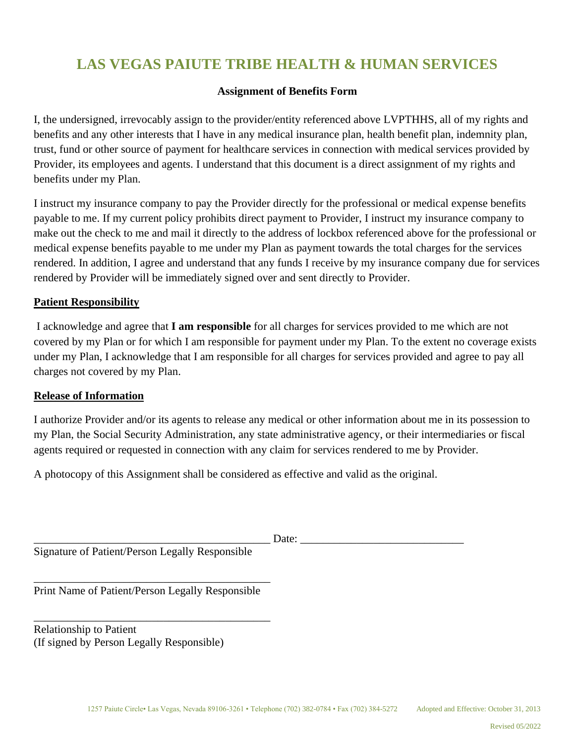# LAS VEGAS PAIUTE TRIBE HEALTH & HUMAN SERVICES

**Assignment of Benefits Form**

I, the undersigned, irrevocably assign to the provider/entity referenced above LVPTHHS, all of my rights and benefits and any other interests that I have in any medical insurance plan, health benefit plan, indemnity plan, trust, fund or other source of payment for healthcare services in connection with medical services provided by Provider, its employees and agents. I understand that this document is a direct assignment of my rights and benefits under my Plan.

I instruct my insurance company to pay the Provider directly for the professional or medical expense benefits payable to me. If my current policy prohibits direct payment to Provider, I instruct my insurance company to make out the check to me and mail it directly to the address of lockbox referenced above for the professional or medical expense benefits payable to me under my Plan as payment towards the total charges for the services rendered. In addition, I agree and understand that any funds I receive by my insurance company due for services rendered by Provider will be immediately signed over and sent directly to Provider.

**Patient Responsibility**

I acknowledge and agree that **I am responsible** for all charges for services provided to me which are not covered by my Plan or for which I am responsible for payment under my Plan. To the extent no coverage exists under my Plan, I acknowledge that I am responsible for all charges for services provided and agree to pay all charges not covered by my Plan.

**Release of Information**

I authorize Provider and/or its agents to release any medical or other information about me in its possession to my Plan, the Social Security Administration, any state administrative agency, or their intermediaries or fiscal agents required or requested in connection with any claim for services rendered to me by Provider.

A photocopy of this Assignment shall be considered as effective and valid as the original.

_____________________________________________ Date: ______________________________
Signature of Patient/Person Legally Responsible

_____________________________________________
Print Name of Patient/Person Legally Responsible

_____________________________________________
Relationship to Patient
(If signed by Person Legally Responsible)

1257 Paiute Circle• Las Vegas, Nevada 89106-3261 • Telephone (702) 382-0784 • Fax (702) 384-5272 Adopted and Effective: October 31, 2013

Revised 05/2022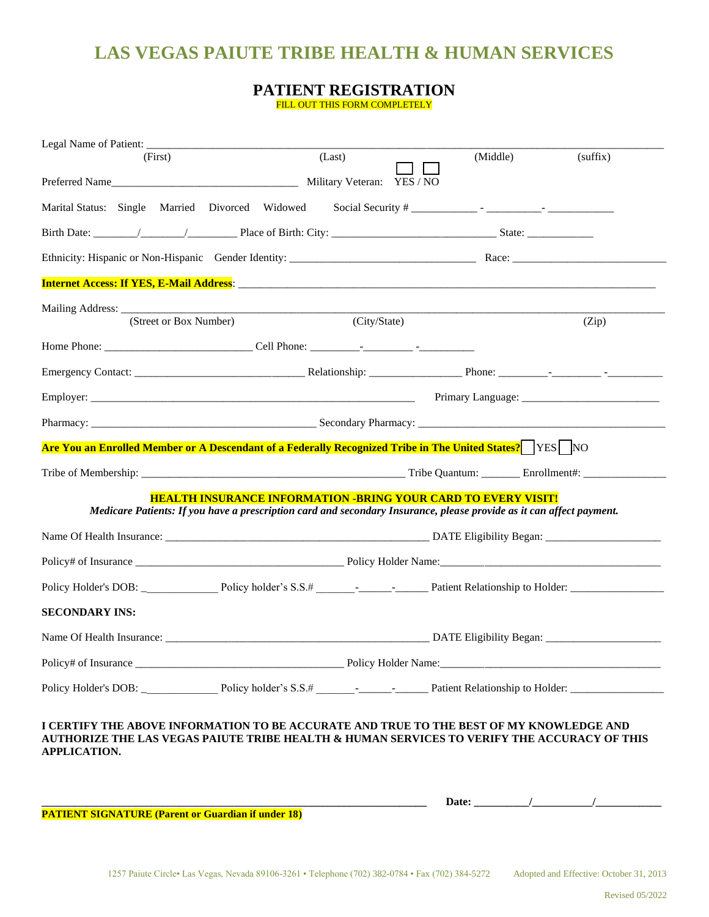# LAS VEGAS PAIUTE TRIBE HEALTH & HUMAN SERVICES

## PATIENT REGISTRATION

FILL OUT THIS FORM COMPLETELY

Legal Name of Patient: ___________________________________________________________________________
(First) (Last) (Middle) (suffix)

Preferred Name_________________________________ Military Veteran: ☐ YES / ☐ NO

Marital Status: Single Married Divorced Widowed Social Security # ___________ - _________- ___________

Birth Date: ________/________/_________ Place of Birth: City: _____________________________ State: ____________

Ethnicity: Hispanic or Non-Hispanic Gender Identity: _________________________________ Race: ___________________________

**Internet Access: If YES, E-Mail Address**: ___________________________________________________________________________

Mailing Address: ___________________________________________________________________________
(Street or Box Number) (City/State) (Zip)

Home Phone: __________________________ Cell Phone: _________-_________ -__________

Emergency Contact: ______________________________ Relationship: ________________ Phone: _________-_________ -__________

Employer: _________________________________________________________ Primary Language: ________________________

Pharmacy: ________________________________________ Secondary Pharmacy: ____________________________________________

**Are You an Enrolled Member or A Descendant of a Federally Recognized Tribe in The United States?** ☐ YES ☐ NO

Tribe of Membership: _______________________________________________ Tribe Quantum: _______ Enrollment#: _______________

**HEALTH INSURANCE INFORMATION -BRING YOUR CARD TO EVERY VISIT!**

***Medicare Patients: If you have a prescription card and secondary Insurance, please provide as it can affect payment.***

Name Of Health Insurance: _______________________________________________ DATE Eligibility Began: _____________________

Policy# of Insurance _____________________________________ Policy Holder Name:_______________________________________

Policy Holder's DOB: _____________ Policy holder's S.S.# _______-______-______ Patient Relationship to Holder: _________________

**SECONDARY INS:**

Name Of Health Insurance: _______________________________________________ DATE Eligibility Began: _____________________

Policy# of Insurance _____________________________________ Policy Holder Name:_______________________________________

Policy Holder's DOB: _____________ Policy holder's S.S.# _______-______-______ Patient Relationship to Holder: _________________

**I CERTIFY THE ABOVE INFORMATION TO BE ACCURATE AND TRUE TO THE BEST OF MY KNOWLEDGE AND AUTHORIZE THE LAS VEGAS PAIUTE TRIBE HEALTH & HUMAN SERVICES TO VERIFY THE ACCURACY OF THIS APPLICATION.**

______________________________________________________________________ **Date: __________/___________/____________**

**PATIENT SIGNATURE (Parent or Guardian if under 18)**

1257 Paiute Circle• Las Vegas, Nevada 89106-3261 • Telephone (702) 382-0784 • Fax (702) 384-5272 Adopted and Effective: October 31, 2013

Revised 05/2022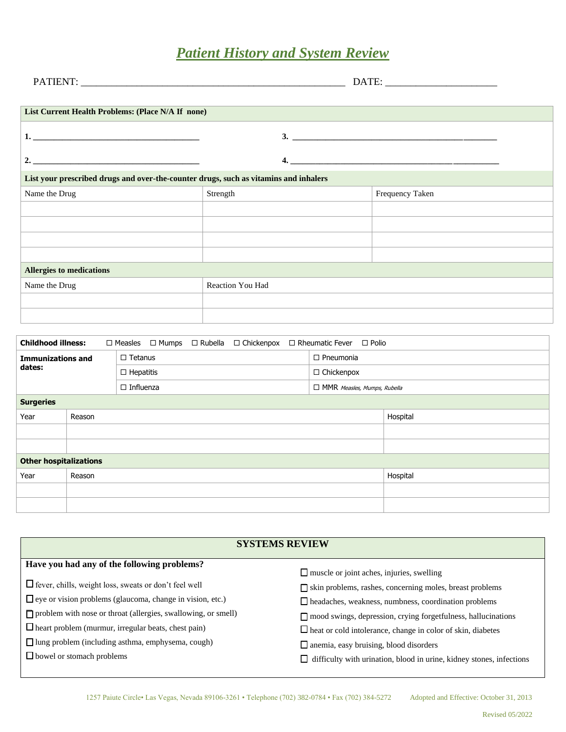# *Patient History and System Review*

PATIENT: ____________________________________________________ DATE: ______________________

**List Current Health Problems: (Place N/A If none)**

1. ______________________________________ 3. ______________________________________

2. ______________________________________ 4. ______________________________________

**List your prescribed drugs and over-the-counter drugs, such as vitamins and inhalers**

| Name the Drug | Strength | Frequency Taken |
|---|---|---|
| | | |
| | | |
| | | |
| | | |

**Allergies to medications**

| Name the Drug | Reaction You Had |
|---|---|
| | |
| | |

**Childhood illness:** ☐ Measles ☐ Mumps ☐ Rubella ☐ Chickenpox ☐ Rheumatic Fever ☐ Polio

| **Immunizations and dates:** | | |
|---|---|---|
| | ☐ Tetanus | ☐ Pneumonia |
| | ☐ Hepatitis | ☐ Chickenpox |
| | ☐ Influenza | ☐ MMR *Measles, Mumps, Rubella* |

**Surgeries**

| Year | Reason | Hospital |
|---|---|---|
| | | |
| | | |

**Other hospitalizations**

| Year | Reason | Hospital |
|---|---|---|
| | | |
| | | |

## SYSTEMS REVIEW

**Have you had any of the following problems?**

- ☐ fever, chills, weight loss, sweats or don't feel well
- ☐ eye or vision problems (glaucoma, change in vision, etc.)
- ☐ problem with nose or throat (allergies, swallowing, or smell)
- ☐ heart problem (murmur, irregular beats, chest pain)
- ☐ lung problem (including asthma, emphysema, cough)
- ☐ bowel or stomach problems
- ☐ muscle or joint aches, injuries, swelling
- ☐ skin problems, rashes, concerning moles, breast problems
- ☐ headaches, weakness, numbness, coordination problems
- ☐ mood swings, depression, crying forgetfulness, hallucinations
- ☐ heat or cold intolerance, change in color of skin, diabetes
- ☐ anemia, easy bruising, blood disorders
- ☐ difficulty with urination, blood in urine, kidney stones, infections

1257 Paiute Circle• Las Vegas, Nevada 89106-3261 • Telephone (702) 382-0784 • Fax (702) 384-5272 Adopted and Effective: October 31, 2013

Revised 05/2022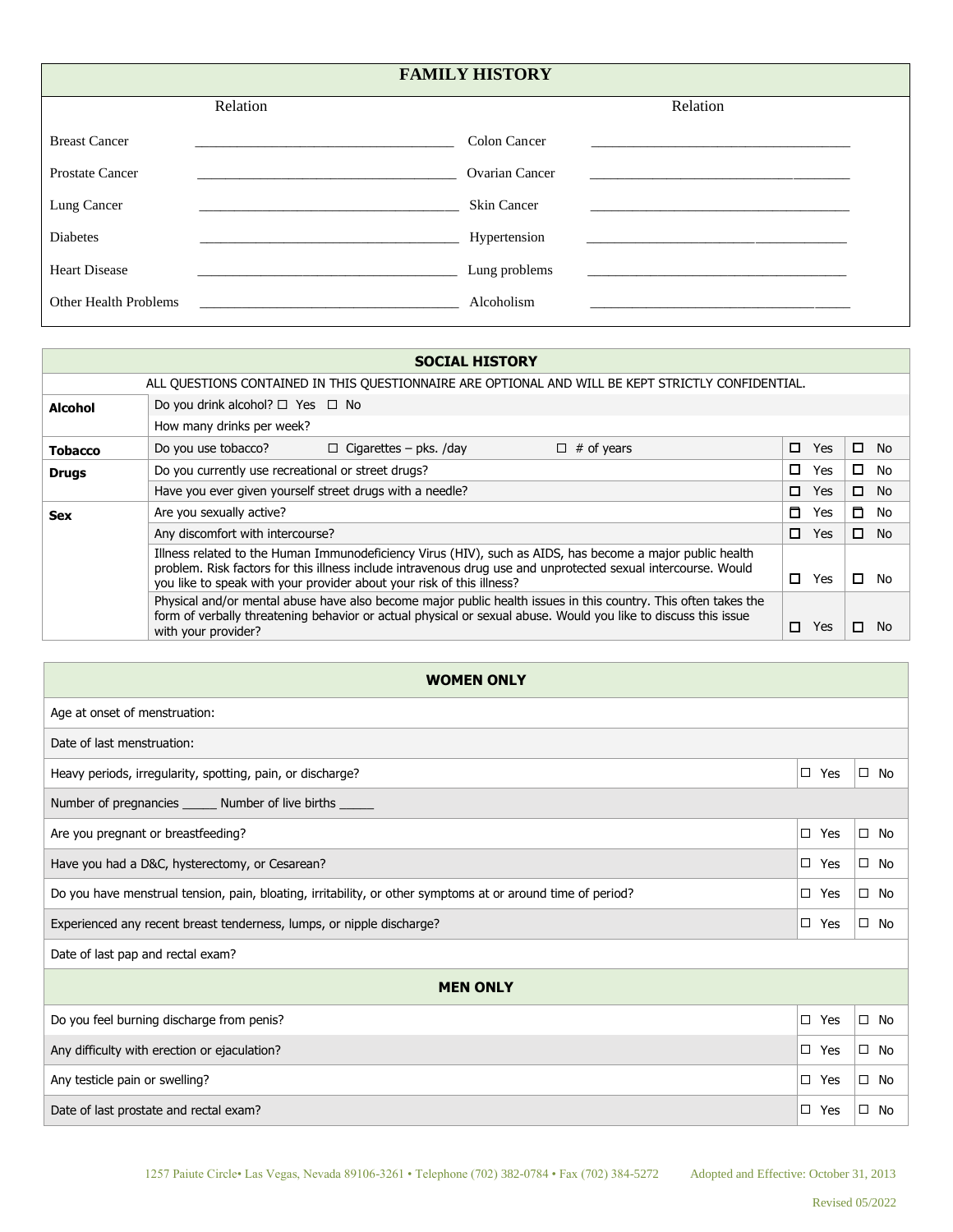## FAMILY HISTORY

| | Relation | | Relation |
|---|---|---|---|
| Breast Cancer | ___________________________________ | Colon Cancer | ___________________________________ |
| Prostate Cancer | ___________________________________ | Ovarian Cancer | ___________________________________ |
| Lung Cancer | ___________________________________ | Skin Cancer | ___________________________________ |
| Diabetes | ___________________________________ | Hypertension | ___________________________________ |
| Heart Disease | ___________________________________ | Lung problems | ___________________________________ |
| Other Health Problems | ___________________________________ | Alcoholism | ___________________________________ |

## SOCIAL HISTORY

ALL QUESTIONS CONTAINED IN THIS QUESTIONNAIRE ARE OPTIONAL AND WILL BE KEPT STRICTLY CONFIDENTIAL.

| | | | |
|---|---|---|---|
| **Alcohol** | Do you drink alcohol? ☐ Yes ☐ No | | |
| | How many drinks per week? | | |
| **Tobacco** | Do you use tobacco? ☐ Cigarettes – pks. /day ☐ # of years | ☐ Yes | ☐ No |
| **Drugs** | Do you currently use recreational or street drugs? | ☐ Yes | ☐ No |
| | Have you ever given yourself street drugs with a needle? | ☐ Yes | ☐ No |
| **Sex** | Are you sexually active? | ☐ Yes | ☐ No |
| | Any discomfort with intercourse? | ☐ Yes | ☐ No |
| | Illness related to the Human Immunodeficiency Virus (HIV), such as AIDS, has become a major public health problem. Risk factors for this illness include intravenous drug use and unprotected sexual intercourse. Would you like to speak with your provider about your risk of this illness? | ☐ Yes | ☐ No |
| | Physical and/or mental abuse have also become major public health issues in this country. This often takes the form of verbally threatening behavior or actual physical or sexual abuse. Would you like to discuss this issue with your provider? | ☐ Yes | ☐ No |

## WOMEN ONLY

| | | |
|---|---|---|
| Age at onset of menstruation: | | |
| Date of last menstruation: | | |
| Heavy periods, irregularity, spotting, pain, or discharge? | ☐ Yes | ☐ No |
| Number of pregnancies _____ Number of live births _____ | | |
| Are you pregnant or breastfeeding? | ☐ Yes | ☐ No |
| Have you had a D&C, hysterectomy, or Cesarean? | ☐ Yes | ☐ No |
| Do you have menstrual tension, pain, bloating, irritability, or other symptoms at or around time of period? | ☐ Yes | ☐ No |
| Experienced any recent breast tenderness, lumps, or nipple discharge? | ☐ Yes | ☐ No |
| Date of last pap and rectal exam? | | |

## MEN ONLY

| | | |
|---|---|---|
| Do you feel burning discharge from penis? | ☐ Yes | ☐ No |
| Any difficulty with erection or ejaculation? | ☐ Yes | ☐ No |
| Any testicle pain or swelling? | ☐ Yes | ☐ No |
| Date of last prostate and rectal exam? | ☐ Yes | ☐ No |

1257 Paiute Circle• Las Vegas, Nevada 89106-3261 • Telephone (702) 382-0784 • Fax (702) 384-5272 Adopted and Effective: October 31, 2013

Revised 05/2022